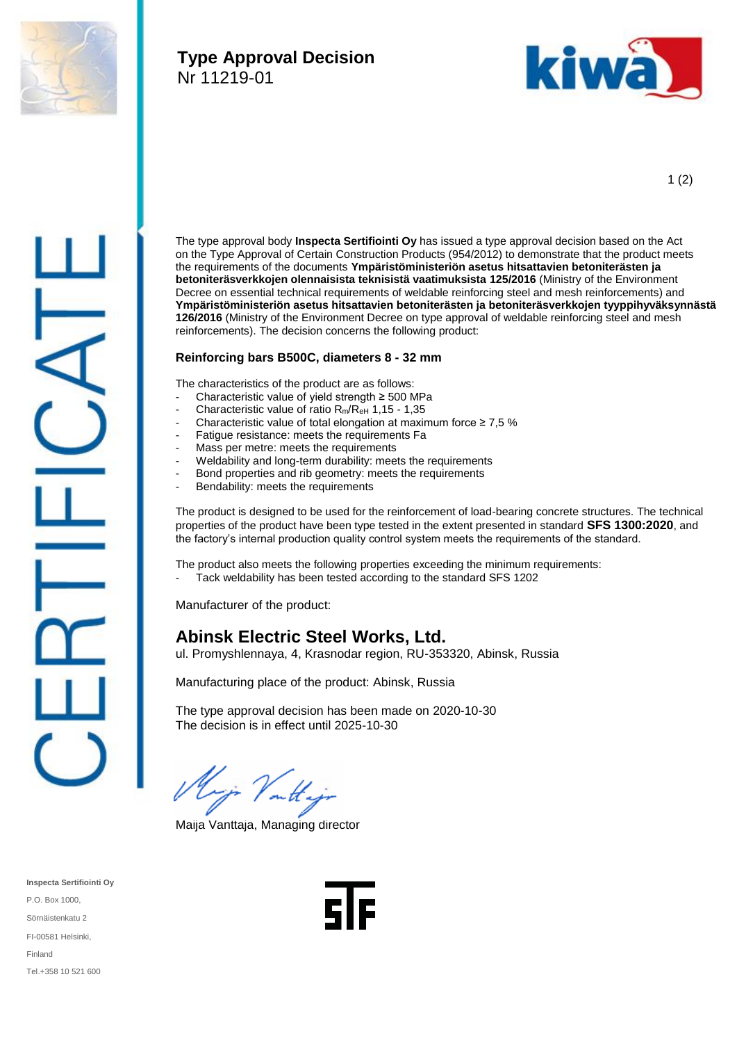# Type Approval Decision

Nr 11219-01

CERTIFICATE

The type approval body **Inspecta Sertifiointi Oy** has issued a type approval decision based on the Act on the Type Approval of Certain Construction Products (954/2012) to demonstrate that the product meets the requirements of the documents **Ympäristöministeriön asetus hitsattavien betoniterästen ja betoniteräsverkkojen olennaisista teknisistä vaatimuksista 125/2016** (Ministry of the Environment Decree on essential technical requirements of weldable reinforcing steel and mesh reinforcements) and **Ympäristöministeriön asetus hitsattavien betoniterästen ja betoniteräsverkkojen tyyppihyväksynnästä 126/2016** (Ministry of the Environment Decree on type approval of weldable reinforcing steel and mesh reinforcements). The decision concerns the following product:

**Reinforcing bars B500C, diameters 8 - 32 mm**

The characteristics of the product are as follows:

- Characteristic value of yield strength ≥ 500 MPa
- Characteristic value of ratio $R_m/R_{eH}$ 1,15 - 1,35
- Characteristic value of total elongation at maximum force ≥ 7,5 %
- Fatigue resistance: meets the requirements Fa
- Mass per metre: meets the requirements
- Weldability and long-term durability: meets the requirements
- Bond properties and rib geometry: meets the requirements
- Bendability: meets the requirements

The product is designed to be used for the reinforcement of load-bearing concrete structures. The technical properties of the product have been type tested in the extent presented in standard **SFS 1300:2020**, and the factory's internal production quality control system meets the requirements of the standard.

The product also meets the following properties exceeding the minimum requirements:

- Tack weldability has been tested according to the standard SFS 1202

Manufacturer of the product:

## Abinsk Electric Steel Works, Ltd.

ul. Promyshlennaya, 4, Krasnodar region, RU-353320, Abinsk, Russia

Manufacturing place of the product: Abinsk, Russia

The type approval decision has been made on 2020-10-30
The decision is in effect until 2025-10-30

Maija Vanttaja, Managing director

**Inspecta Sertifiointi Oy**
P.O. Box 1000,
Sörnäistenkatu 2
FI-00581 Helsinki,
Finland
Tel.+358 10 521 600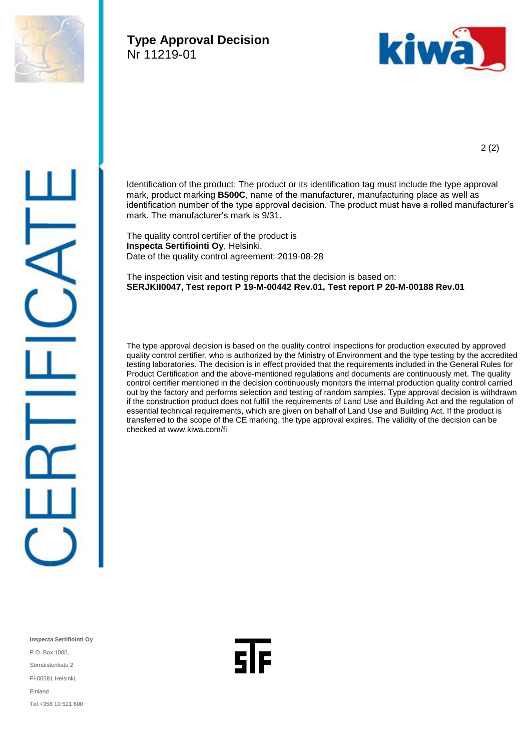**Type Approval Decision**
Nr 11219-01

Identification of the product: The product or its identification tag must include the type approval mark, product marking **B500C**, name of the manufacturer, manufacturing place as well as identification number of the type approval decision. The product must have a rolled manufacturer's mark. The manufacturer's mark is 9/31.

The quality control certifier of the product is
**Inspecta Sertifiointi Oy**, Helsinki.
Date of the quality control agreement: 2019-08-28

The inspection visit and testing reports that the decision is based on:
**SERJKII0047, Test report P 19-M-00442 Rev.01, Test report P 20-M-00188 Rev.01**

The type approval decision is based on the quality control inspections for production executed by approved quality control certifier, who is authorized by the Ministry of Environment and the type testing by the accredited testing laboratories. The decision is in effect provided that the requirements included in the General Rules for Product Certification and the above-mentioned regulations and documents are continuously met. The quality control certifier mentioned in the decision continuously monitors the internal production quality control carried out by the factory and performs selection and testing of random samples. Type approval decision is withdrawn if the construction product does not fulfill the requirements of Land Use and Building Act and the regulation of essential technical requirements, which are given on behalf of Land Use and Building Act. If the product is transferred to the scope of the CE marking, the type approval expires. The validity of the decision can be checked at www.kiwa.com/fi

**Inspecta Sertifiointi Oy**
P.O. Box 1000,
Sörnäistenkatu 2
FI-00581 Helsinki,
Finland
Tel.+358 10 521 600